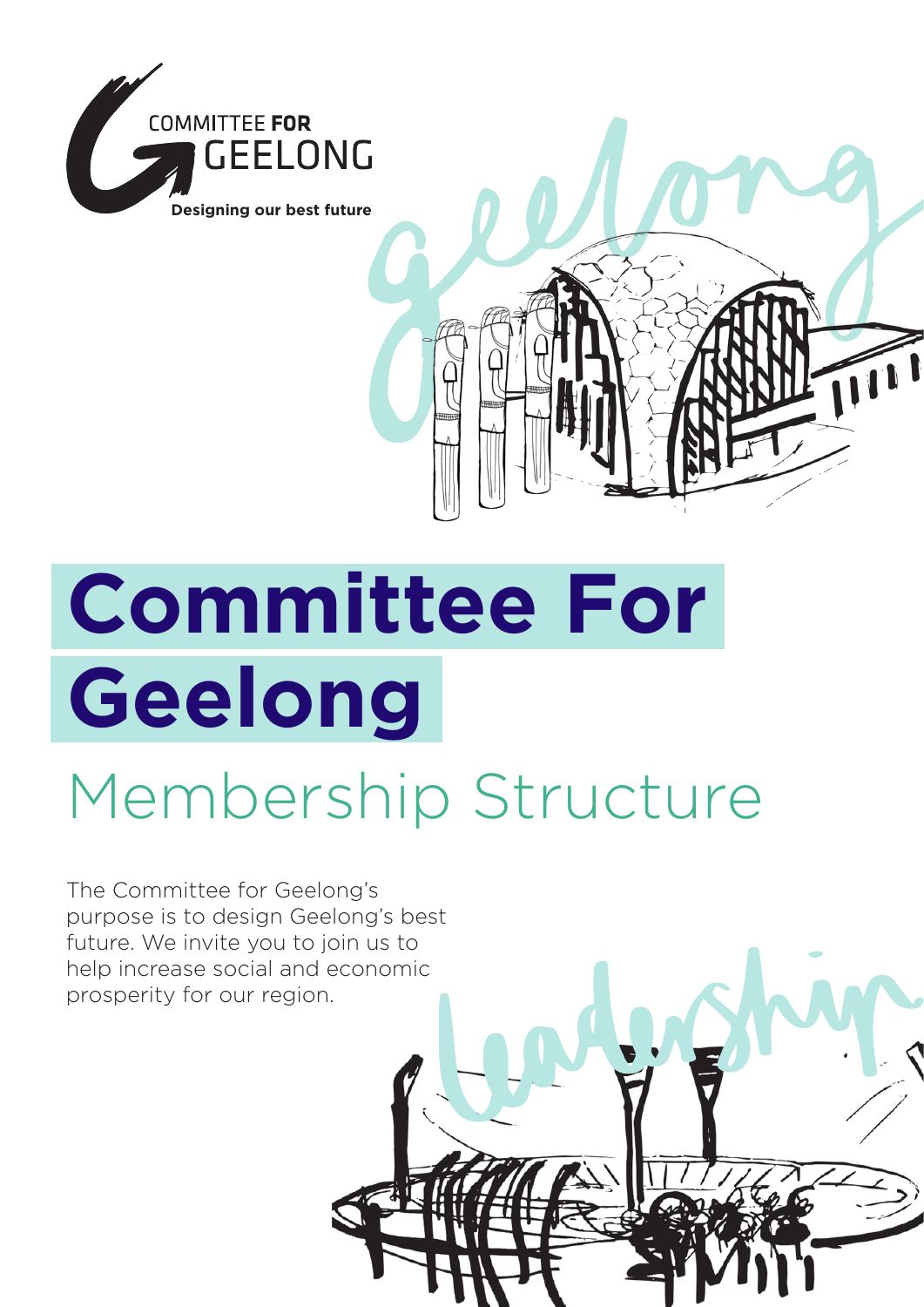COMMITTEE FOR GEELONG

Designing our best future

# Committee For Geelong

## Membership Structure

The Committee for Geelong's purpose is to design Geelong's best future. We invite you to join us to help increase social and economic prosperity for our region.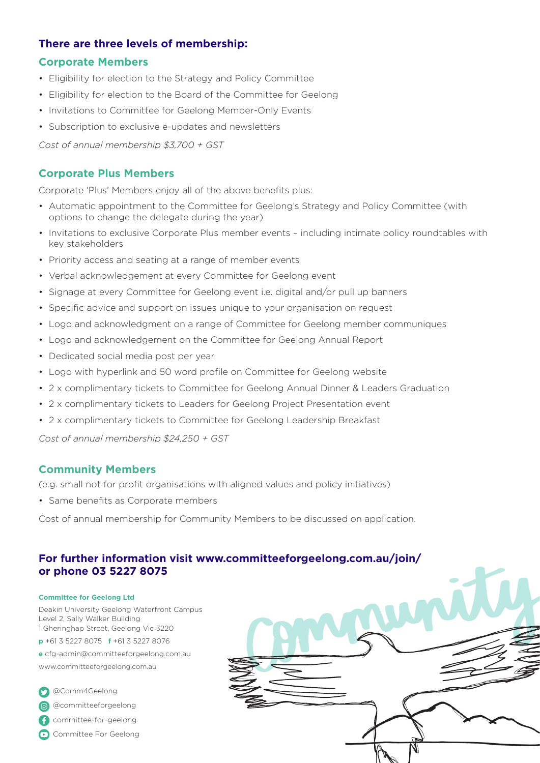## There are three levels of membership:

### Corporate Members

- Eligibility for election to the Strategy and Policy Committee
- Eligibility for election to the Board of the Committee for Geelong
- Invitations to Committee for Geelong Member-Only Events
- Subscription to exclusive e-updates and newsletters

*Cost of annual membership $3,700 + GST*

### Corporate Plus Members

Corporate 'Plus' Members enjoy all of the above benefits plus:

- Automatic appointment to the Committee for Geelong's Strategy and Policy Committee (with options to change the delegate during the year)
- Invitations to exclusive Corporate Plus member events – including intimate policy roundtables with key stakeholders
- Priority access and seating at a range of member events
- Verbal acknowledgement at every Committee for Geelong event
- Signage at every Committee for Geelong event i.e. digital and/or pull up banners
- Specific advice and support on issues unique to your organisation on request
- Logo and acknowledgment on a range of Committee for Geelong member communiques
- Logo and acknowledgement on the Committee for Geelong Annual Report
- Dedicated social media post per year
- Logo with hyperlink and 50 word profile on Committee for Geelong website
- 2 x complimentary tickets to Committee for Geelong Annual Dinner & Leaders Graduation
- 2 x complimentary tickets to Leaders for Geelong Project Presentation event
- 2 x complimentary tickets to Committee for Geelong Leadership Breakfast

*Cost of annual membership $24,250 + GST*

### Community Members

(e.g. small not for profit organisations with aligned values and policy initiatives)

- Same benefits as Corporate members

Cost of annual membership for Community Members to be discussed on application.

**For further information visit www.committeeforgeelong.com.au/join/ or phone 03 5227 8075**

**Committee for Geelong Ltd**

Deakin University Geelong Waterfront Campus
Level 2, Sally Walker Building
1 Gheringhap Street, Geelong Vic 3220

**p** +61 3 5227 8075 **f** +61 3 5227 8076

**e** cfg-admin@committeeforgeelong.com.au

www.committeeforgeelong.com.au

@Comm4Geelong

@committeeforgeelong

committee-for-geelong

Committee For Geelong

Community